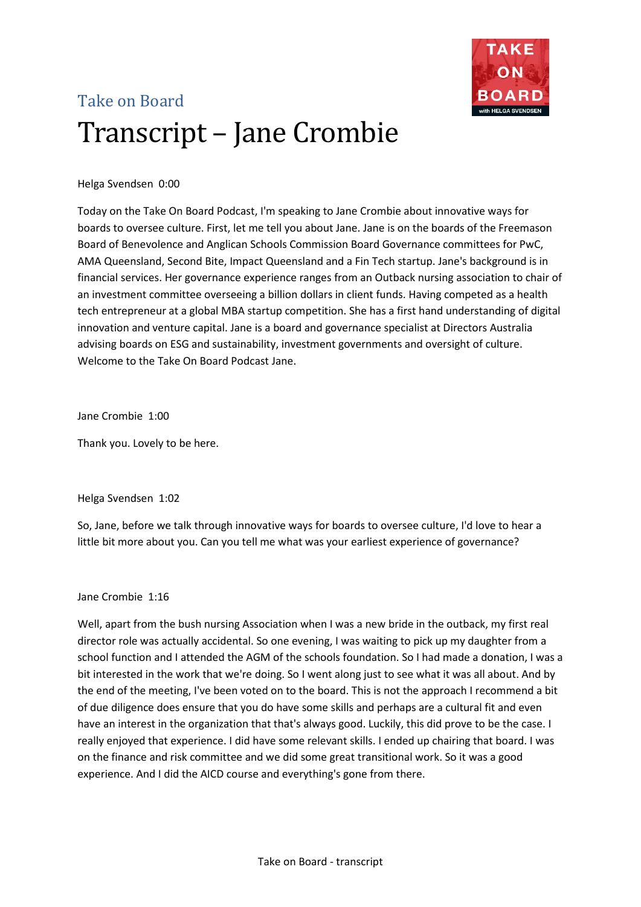Take on Board

# Transcript – Jane Crombie

Helga Svendsen 0:00

Today on the Take On Board Podcast, I'm speaking to Jane Crombie about innovative ways for boards to oversee culture. First, let me tell you about Jane. Jane is on the boards of the Freemason Board of Benevolence and Anglican Schools Commission Board Governance committees for PwC, AMA Queensland, Second Bite, Impact Queensland and a Fin Tech startup. Jane's background is in financial services. Her governance experience ranges from an Outback nursing association to chair of an investment committee overseeing a billion dollars in client funds. Having competed as a health tech entrepreneur at a global MBA startup competition. She has a first hand understanding of digital innovation and venture capital. Jane is a board and governance specialist at Directors Australia advising boards on ESG and sustainability, investment governments and oversight of culture. Welcome to the Take On Board Podcast Jane.

Jane Crombie 1:00

Thank you. Lovely to be here.

Helga Svendsen 1:02

So, Jane, before we talk through innovative ways for boards to oversee culture, I'd love to hear a little bit more about you. Can you tell me what was your earliest experience of governance?

Jane Crombie 1:16

Well, apart from the bush nursing Association when I was a new bride in the outback, my first real director role was actually accidental. So one evening, I was waiting to pick up my daughter from a school function and I attended the AGM of the schools foundation. So I had made a donation, I was a bit interested in the work that we're doing. So I went along just to see what it was all about. And by the end of the meeting, I've been voted on to the board. This is not the approach I recommend a bit of due diligence does ensure that you do have some skills and perhaps are a cultural fit and even have an interest in the organization that that's always good. Luckily, this did prove to be the case. I really enjoyed that experience. I did have some relevant skills. I ended up chairing that board. I was on the finance and risk committee and we did some great transitional work. So it was a good experience. And I did the AICD course and everything's gone from there.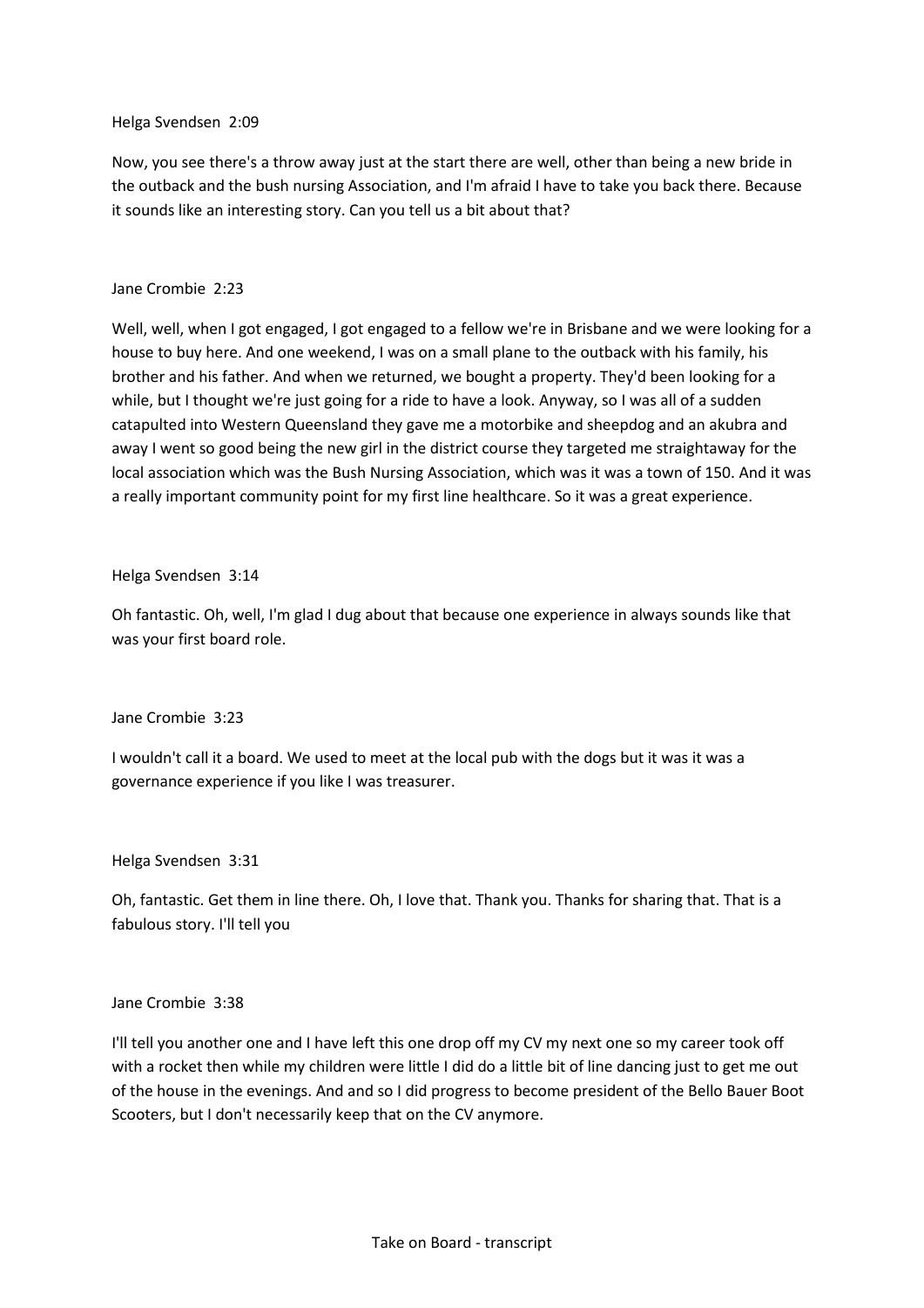Helga Svendsen 2:09

Now, you see there's a throw away just at the start there are well, other than being a new bride in the outback and the bush nursing Association, and I'm afraid I have to take you back there. Because it sounds like an interesting story. Can you tell us a bit about that?

Jane Crombie 2:23

Well, well, when I got engaged, I got engaged to a fellow we're in Brisbane and we were looking for a house to buy here. And one weekend, I was on a small plane to the outback with his family, his brother and his father. And when we returned, we bought a property. They'd been looking for a while, but I thought we're just going for a ride to have a look. Anyway, so I was all of a sudden catapulted into Western Queensland they gave me a motorbike and sheepdog and an akubra and away I went so good being the new girl in the district course they targeted me straightaway for the local association which was the Bush Nursing Association, which was it was a town of 150. And it was a really important community point for my first line healthcare. So it was a great experience.

Helga Svendsen 3:14

Oh fantastic. Oh, well, I'm glad I dug about that because one experience in always sounds like that was your first board role.

Jane Crombie 3:23

I wouldn't call it a board. We used to meet at the local pub with the dogs but it was it was a governance experience if you like I was treasurer.

Helga Svendsen 3:31

Oh, fantastic. Get them in line there. Oh, I love that. Thank you. Thanks for sharing that. That is a fabulous story. I'll tell you

Jane Crombie 3:38

I'll tell you another one and I have left this one drop off my CV my next one so my career took off with a rocket then while my children were little I did do a little bit of line dancing just to get me out of the house in the evenings. And and so I did progress to become president of the Bello Bauer Boot Scooters, but I don't necessarily keep that on the CV anymore.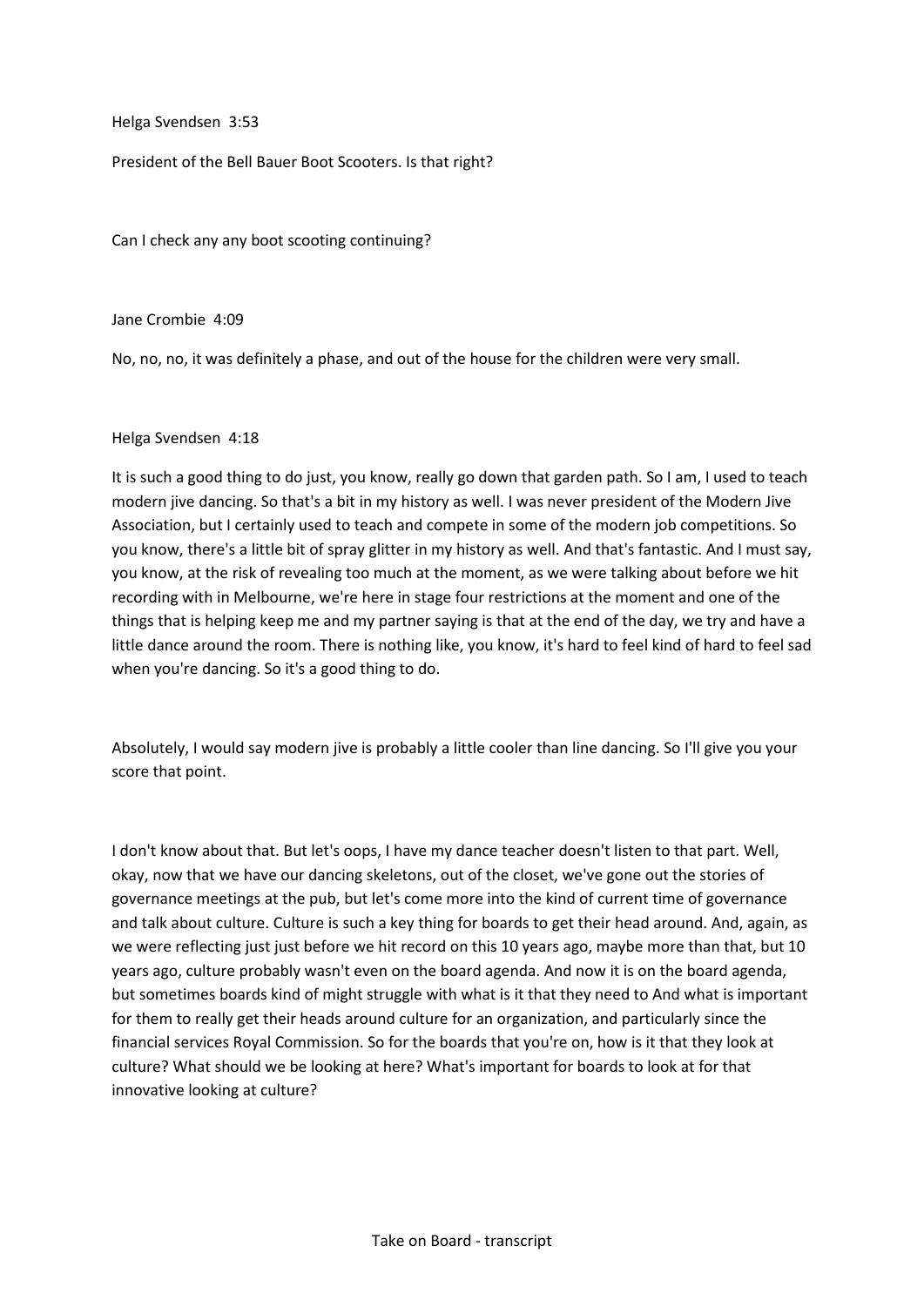Helga Svendsen 3:53

President of the Bell Bauer Boot Scooters. Is that right?

Can I check any any boot scooting continuing?

Jane Crombie 4:09

No, no, no, it was definitely a phase, and out of the house for the children were very small.

Helga Svendsen 4:18

It is such a good thing to do just, you know, really go down that garden path. So I am, I used to teach modern jive dancing. So that's a bit in my history as well. I was never president of the Modern Jive Association, but I certainly used to teach and compete in some of the modern job competitions. So you know, there's a little bit of spray glitter in my history as well. And that's fantastic. And I must say, you know, at the risk of revealing too much at the moment, as we were talking about before we hit recording with in Melbourne, we're here in stage four restrictions at the moment and one of the things that is helping keep me and my partner saying is that at the end of the day, we try and have a little dance around the room. There is nothing like, you know, it's hard to feel kind of hard to feel sad when you're dancing. So it's a good thing to do.

Absolutely, I would say modern jive is probably a little cooler than line dancing. So I'll give you your score that point.

I don't know about that. But let's oops, I have my dance teacher doesn't listen to that part. Well, okay, now that we have our dancing skeletons, out of the closet, we've gone out the stories of governance meetings at the pub, but let's come more into the kind of current time of governance and talk about culture. Culture is such a key thing for boards to get their head around. And, again, as we were reflecting just just before we hit record on this 10 years ago, maybe more than that, but 10 years ago, culture probably wasn't even on the board agenda. And now it is on the board agenda, but sometimes boards kind of might struggle with what is it that they need to And what is important for them to really get their heads around culture for an organization, and particularly since the financial services Royal Commission. So for the boards that you're on, how is it that they look at culture? What should we be looking at here? What's important for boards to look at for that innovative looking at culture?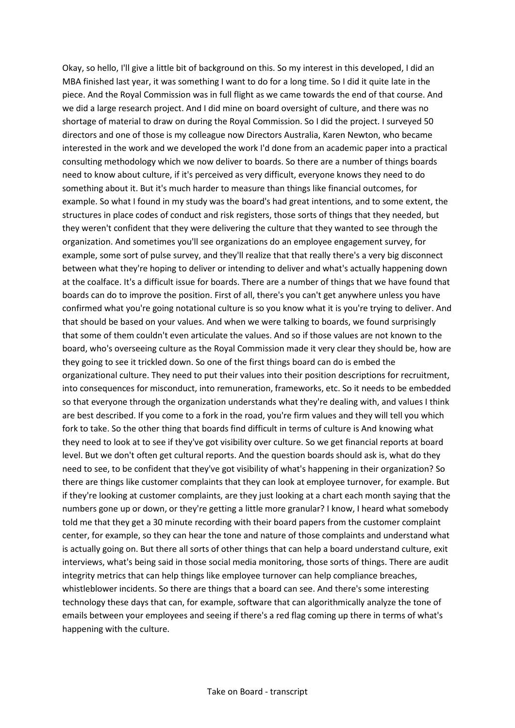Okay, so hello, I'll give a little bit of background on this. So my interest in this developed, I did an MBA finished last year, it was something I want to do for a long time. So I did it quite late in the piece. And the Royal Commission was in full flight as we came towards the end of that course. And we did a large research project. And I did mine on board oversight of culture, and there was no shortage of material to draw on during the Royal Commission. So I did the project. I surveyed 50 directors and one of those is my colleague now Directors Australia, Karen Newton, who became interested in the work and we developed the work I'd done from an academic paper into a practical consulting methodology which we now deliver to boards. So there are a number of things boards need to know about culture, if it's perceived as very difficult, everyone knows they need to do something about it. But it's much harder to measure than things like financial outcomes, for example. So what I found in my study was the board's had great intentions, and to some extent, the structures in place codes of conduct and risk registers, those sorts of things that they needed, but they weren't confident that they were delivering the culture that they wanted to see through the organization. And sometimes you'll see organizations do an employee engagement survey, for example, some sort of pulse survey, and they'll realize that that really there's a very big disconnect between what they're hoping to deliver or intending to deliver and what's actually happening down at the coalface. It's a difficult issue for boards. There are a number of things that we have found that boards can do to improve the position. First of all, there's you can't get anywhere unless you have confirmed what you're going notational culture is so you know what it is you're trying to deliver. And that should be based on your values. And when we were talking to boards, we found surprisingly that some of them couldn't even articulate the values. And so if those values are not known to the board, who's overseeing culture as the Royal Commission made it very clear they should be, how are they going to see it trickled down. So one of the first things board can do is embed the organizational culture. They need to put their values into their position descriptions for recruitment, into consequences for misconduct, into remuneration, frameworks, etc. So it needs to be embedded so that everyone through the organization understands what they're dealing with, and values I think are best described. If you come to a fork in the road, you're firm values and they will tell you which fork to take. So the other thing that boards find difficult in terms of culture is And knowing what they need to look at to see if they've got visibility over culture. So we get financial reports at board level. But we don't often get cultural reports. And the question boards should ask is, what do they need to see, to be confident that they've got visibility of what's happening in their organization? So there are things like customer complaints that they can look at employee turnover, for example. But if they're looking at customer complaints, are they just looking at a chart each month saying that the numbers gone up or down, or they're getting a little more granular? I know, I heard what somebody told me that they get a 30 minute recording with their board papers from the customer complaint center, for example, so they can hear the tone and nature of those complaints and understand what is actually going on. But there all sorts of other things that can help a board understand culture, exit interviews, what's being said in those social media monitoring, those sorts of things. There are audit integrity metrics that can help things like employee turnover can help compliance breaches, whistleblower incidents. So there are things that a board can see. And there's some interesting technology these days that can, for example, software that can algorithmically analyze the tone of emails between your employees and seeing if there's a red flag coming up there in terms of what's happening with the culture.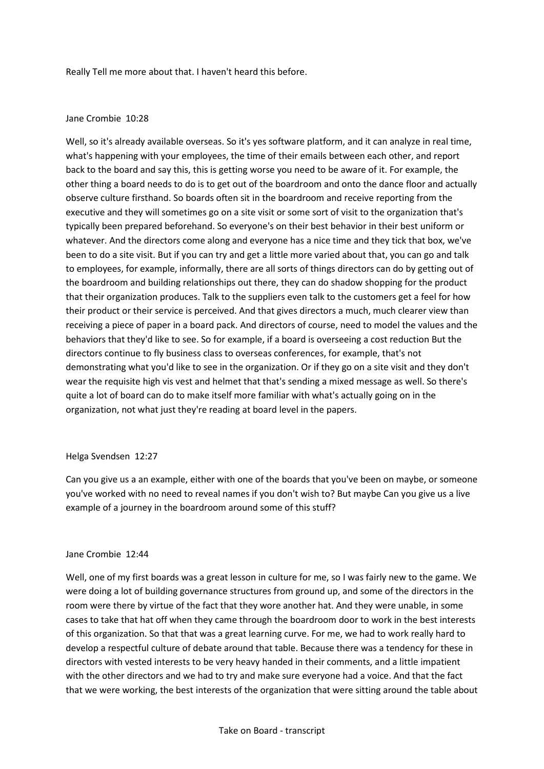Really Tell me more about that. I haven't heard this before.

Jane Crombie 10:28

Well, so it's already available overseas. So it's yes software platform, and it can analyze in real time, what's happening with your employees, the time of their emails between each other, and report back to the board and say this, this is getting worse you need to be aware of it. For example, the other thing a board needs to do is to get out of the boardroom and onto the dance floor and actually observe culture firsthand. So boards often sit in the boardroom and receive reporting from the executive and they will sometimes go on a site visit or some sort of visit to the organization that's typically been prepared beforehand. So everyone's on their best behavior in their best uniform or whatever. And the directors come along and everyone has a nice time and they tick that box, we've been to do a site visit. But if you can try and get a little more varied about that, you can go and talk to employees, for example, informally, there are all sorts of things directors can do by getting out of the boardroom and building relationships out there, they can do shadow shopping for the product that their organization produces. Talk to the suppliers even talk to the customers get a feel for how their product or their service is perceived. And that gives directors a much, much clearer view than receiving a piece of paper in a board pack. And directors of course, need to model the values and the behaviors that they'd like to see. So for example, if a board is overseeing a cost reduction But the directors continue to fly business class to overseas conferences, for example, that's not demonstrating what you'd like to see in the organization. Or if they go on a site visit and they don't wear the requisite high vis vest and helmet that that's sending a mixed message as well. So there's quite a lot of board can do to make itself more familiar with what's actually going on in the organization, not what just they're reading at board level in the papers.

Helga Svendsen 12:27

Can you give us a an example, either with one of the boards that you've been on maybe, or someone you've worked with no need to reveal names if you don't wish to? But maybe Can you give us a live example of a journey in the boardroom around some of this stuff?

Jane Crombie 12:44

Well, one of my first boards was a great lesson in culture for me, so I was fairly new to the game. We were doing a lot of building governance structures from ground up, and some of the directors in the room were there by virtue of the fact that they wore another hat. And they were unable, in some cases to take that hat off when they came through the boardroom door to work in the best interests of this organization. So that that was a great learning curve. For me, we had to work really hard to develop a respectful culture of debate around that table. Because there was a tendency for these in directors with vested interests to be very heavy handed in their comments, and a little impatient with the other directors and we had to try and make sure everyone had a voice. And that the fact that we were working, the best interests of the organization that were sitting around the table about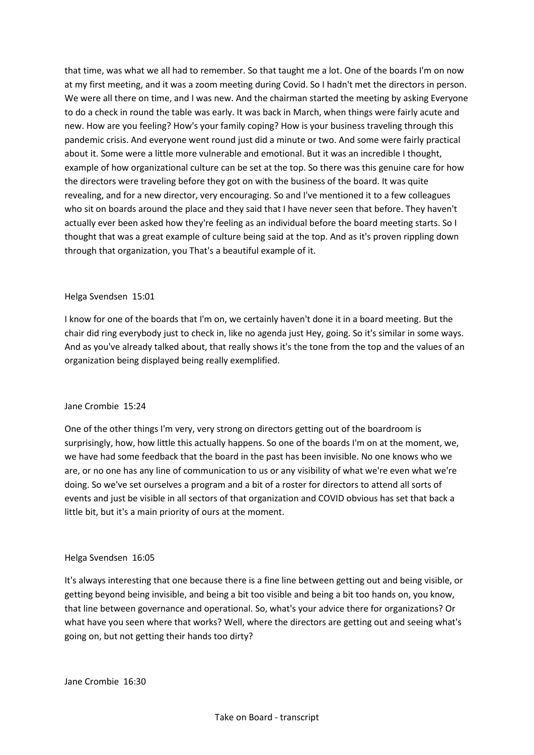that time, was what we all had to remember. So that taught me a lot. One of the boards I'm on now at my first meeting, and it was a zoom meeting during Covid. So I hadn't met the directors in person. We were all there on time, and I was new. And the chairman started the meeting by asking Everyone to do a check in round the table was early. It was back in March, when things were fairly acute and new. How are you feeling? How's your family coping? How is your business traveling through this pandemic crisis. And everyone went round just did a minute or two. And some were fairly practical about it. Some were a little more vulnerable and emotional. But it was an incredible I thought, example of how organizational culture can be set at the top. So there was this genuine care for how the directors were traveling before they got on with the business of the board. It was quite revealing, and for a new director, very encouraging. So and I've mentioned it to a few colleagues who sit on boards around the place and they said that I have never seen that before. They haven't actually ever been asked how they're feeling as an individual before the board meeting starts. So I thought that was a great example of culture being said at the top. And as it's proven rippling down through that organization, you That's a beautiful example of it.

Helga Svendsen 15:01

I know for one of the boards that I'm on, we certainly haven't done it in a board meeting. But the chair did ring everybody just to check in, like no agenda just Hey, going. So it's similar in some ways. And as you've already talked about, that really shows it's the tone from the top and the values of an organization being displayed being really exemplified.

Jane Crombie 15:24

One of the other things I'm very, very strong on directors getting out of the boardroom is surprisingly, how, how little this actually happens. So one of the boards I'm on at the moment, we, we have had some feedback that the board in the past has been invisible. No one knows who we are, or no one has any line of communication to us or any visibility of what we're even what we're doing. So we've set ourselves a program and a bit of a roster for directors to attend all sorts of events and just be visible in all sectors of that organization and COVID obvious has set that back a little bit, but it's a main priority of ours at the moment.

Helga Svendsen 16:05

It's always interesting that one because there is a fine line between getting out and being visible, or getting beyond being invisible, and being a bit too visible and being a bit too hands on, you know, that line between governance and operational. So, what's your advice there for organizations? Or what have you seen where that works? Well, where the directors are getting out and seeing what's going on, but not getting their hands too dirty?

Jane Crombie 16:30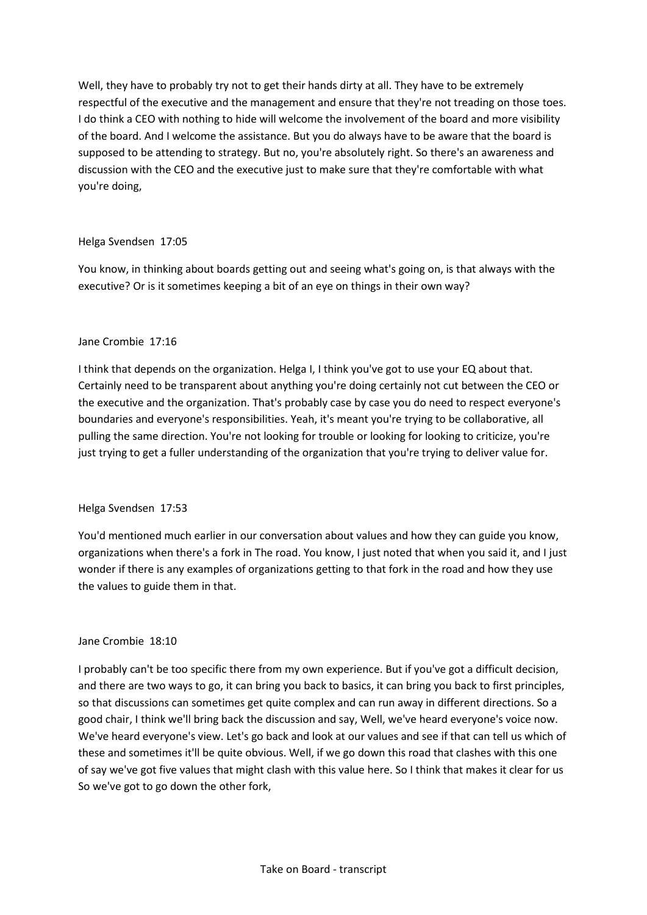Well, they have to probably try not to get their hands dirty at all. They have to be extremely respectful of the executive and the management and ensure that they're not treading on those toes. I do think a CEO with nothing to hide will welcome the involvement of the board and more visibility of the board. And I welcome the assistance. But you do always have to be aware that the board is supposed to be attending to strategy. But no, you're absolutely right. So there's an awareness and discussion with the CEO and the executive just to make sure that they're comfortable with what you're doing,

Helga Svendsen 17:05

You know, in thinking about boards getting out and seeing what's going on, is that always with the executive? Or is it sometimes keeping a bit of an eye on things in their own way?

Jane Crombie 17:16

I think that depends on the organization. Helga I, I think you've got to use your EQ about that. Certainly need to be transparent about anything you're doing certainly not cut between the CEO or the executive and the organization. That's probably case by case you do need to respect everyone's boundaries and everyone's responsibilities. Yeah, it's meant you're trying to be collaborative, all pulling the same direction. You're not looking for trouble or looking for looking to criticize, you're just trying to get a fuller understanding of the organization that you're trying to deliver value for.

Helga Svendsen 17:53

You'd mentioned much earlier in our conversation about values and how they can guide you know, organizations when there's a fork in The road. You know, I just noted that when you said it, and I just wonder if there is any examples of organizations getting to that fork in the road and how they use the values to guide them in that.

Jane Crombie 18:10

I probably can't be too specific there from my own experience. But if you've got a difficult decision, and there are two ways to go, it can bring you back to basics, it can bring you back to first principles, so that discussions can sometimes get quite complex and can run away in different directions. So a good chair, I think we'll bring back the discussion and say, Well, we've heard everyone's voice now. We've heard everyone's view. Let's go back and look at our values and see if that can tell us which of these and sometimes it'll be quite obvious. Well, if we go down this road that clashes with this one of say we've got five values that might clash with this value here. So I think that makes it clear for us So we've got to go down the other fork,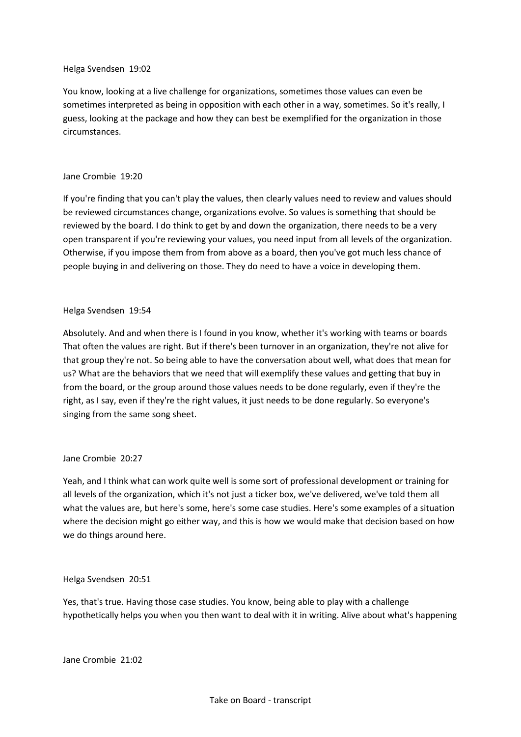Helga Svendsen 19:02

You know, looking at a live challenge for organizations, sometimes those values can even be sometimes interpreted as being in opposition with each other in a way, sometimes. So it's really, I guess, looking at the package and how they can best be exemplified for the organization in those circumstances.

Jane Crombie 19:20

If you're finding that you can't play the values, then clearly values need to review and values should be reviewed circumstances change, organizations evolve. So values is something that should be reviewed by the board. I do think to get by and down the organization, there needs to be a very open transparent if you're reviewing your values, you need input from all levels of the organization. Otherwise, if you impose them from from above as a board, then you've got much less chance of people buying in and delivering on those. They do need to have a voice in developing them.

Helga Svendsen 19:54

Absolutely. And and when there is I found in you know, whether it's working with teams or boards That often the values are right. But if there's been turnover in an organization, they're not alive for that group they're not. So being able to have the conversation about well, what does that mean for us? What are the behaviors that we need that will exemplify these values and getting that buy in from the board, or the group around those values needs to be done regularly, even if they're the right, as I say, even if they're the right values, it just needs to be done regularly. So everyone's singing from the same song sheet.

Jane Crombie 20:27

Yeah, and I think what can work quite well is some sort of professional development or training for all levels of the organization, which it's not just a ticker box, we've delivered, we've told them all what the values are, but here's some, here's some case studies. Here's some examples of a situation where the decision might go either way, and this is how we would make that decision based on how we do things around here.

Helga Svendsen 20:51

Yes, that's true. Having those case studies. You know, being able to play with a challenge hypothetically helps you when you then want to deal with it in writing. Alive about what's happening

Jane Crombie 21:02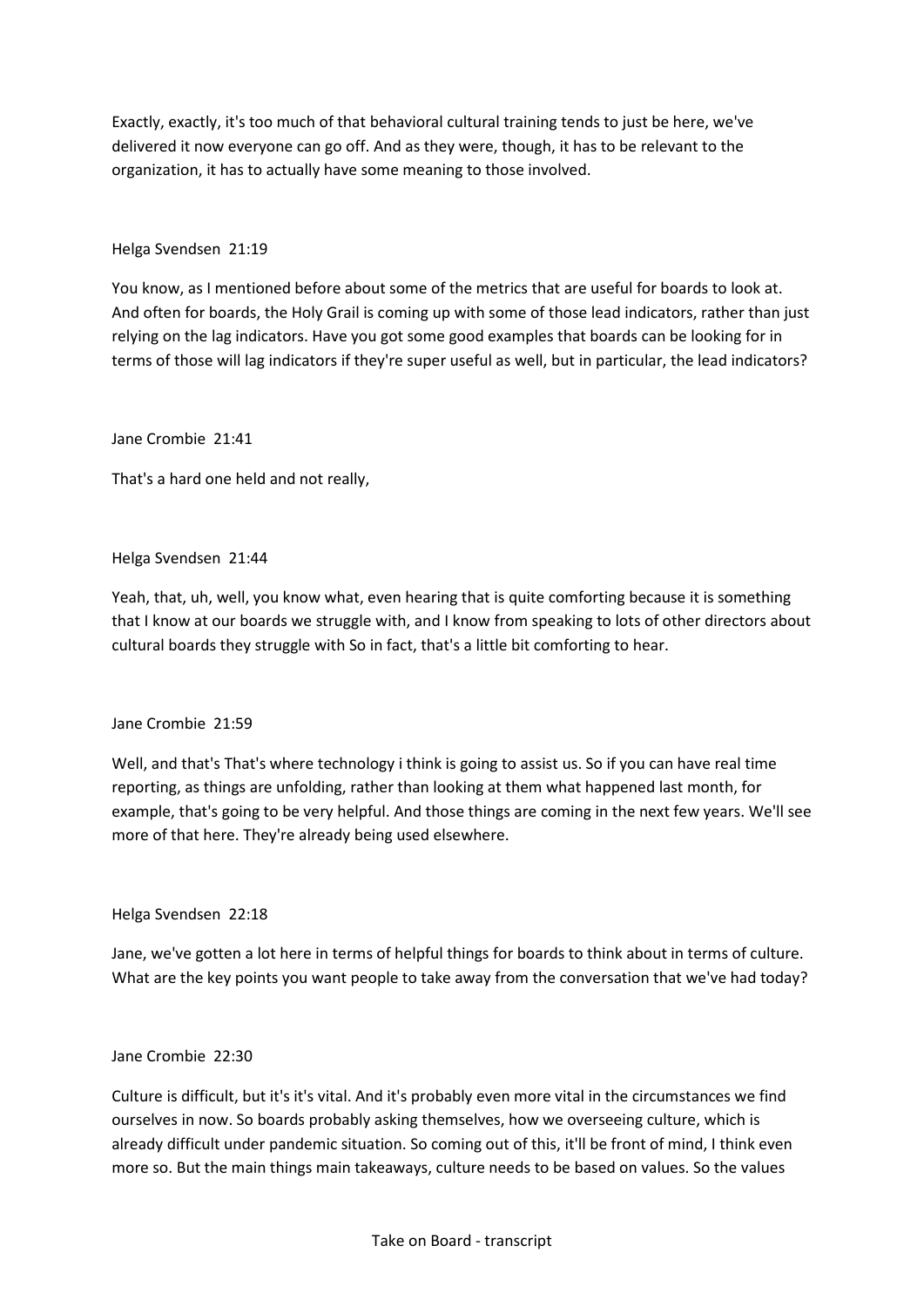Exactly, exactly, it's too much of that behavioral cultural training tends to just be here, we've delivered it now everyone can go off. And as they were, though, it has to be relevant to the organization, it has to actually have some meaning to those involved.

Helga Svendsen 21:19

You know, as I mentioned before about some of the metrics that are useful for boards to look at. And often for boards, the Holy Grail is coming up with some of those lead indicators, rather than just relying on the lag indicators. Have you got some good examples that boards can be looking for in terms of those will lag indicators if they're super useful as well, but in particular, the lead indicators?

Jane Crombie 21:41

That's a hard one held and not really,

Helga Svendsen 21:44

Yeah, that, uh, well, you know what, even hearing that is quite comforting because it is something that I know at our boards we struggle with, and I know from speaking to lots of other directors about cultural boards they struggle with So in fact, that's a little bit comforting to hear.

Jane Crombie 21:59

Well, and that's That's where technology i think is going to assist us. So if you can have real time reporting, as things are unfolding, rather than looking at them what happened last month, for example, that's going to be very helpful. And those things are coming in the next few years. We'll see more of that here. They're already being used elsewhere.

Helga Svendsen 22:18

Jane, we've gotten a lot here in terms of helpful things for boards to think about in terms of culture. What are the key points you want people to take away from the conversation that we've had today?

Jane Crombie 22:30

Culture is difficult, but it's it's vital. And it's probably even more vital in the circumstances we find ourselves in now. So boards probably asking themselves, how we overseeing culture, which is already difficult under pandemic situation. So coming out of this, it'll be front of mind, I think even more so. But the main things main takeaways, culture needs to be based on values. So the values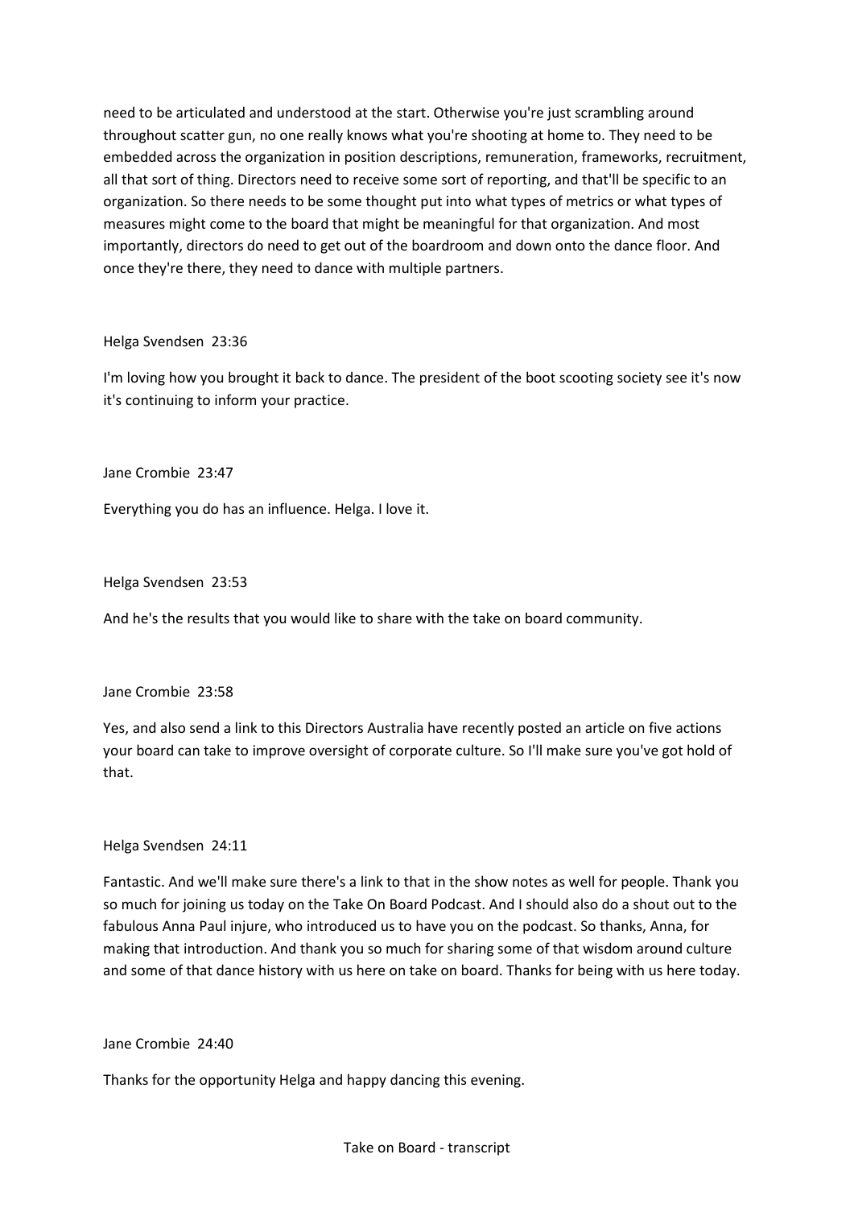need to be articulated and understood at the start. Otherwise you're just scrambling around throughout scatter gun, no one really knows what you're shooting at home to. They need to be embedded across the organization in position descriptions, remuneration, frameworks, recruitment, all that sort of thing. Directors need to receive some sort of reporting, and that'll be specific to an organization. So there needs to be some thought put into what types of metrics or what types of measures might come to the board that might be meaningful for that organization. And most importantly, directors do need to get out of the boardroom and down onto the dance floor. And once they're there, they need to dance with multiple partners.

Helga Svendsen 23:36

I'm loving how you brought it back to dance. The president of the boot scooting society see it's now it's continuing to inform your practice.

Jane Crombie 23:47

Everything you do has an influence. Helga. I love it.

Helga Svendsen 23:53

And he's the results that you would like to share with the take on board community.

Jane Crombie 23:58

Yes, and also send a link to this Directors Australia have recently posted an article on five actions your board can take to improve oversight of corporate culture. So I'll make sure you've got hold of that.

Helga Svendsen 24:11

Fantastic. And we'll make sure there's a link to that in the show notes as well for people. Thank you so much for joining us today on the Take On Board Podcast. And I should also do a shout out to the fabulous Anna Paul injure, who introduced us to have you on the podcast. So thanks, Anna, for making that introduction. And thank you so much for sharing some of that wisdom around culture and some of that dance history with us here on take on board. Thanks for being with us here today.

Jane Crombie 24:40

Thanks for the opportunity Helga and happy dancing this evening.